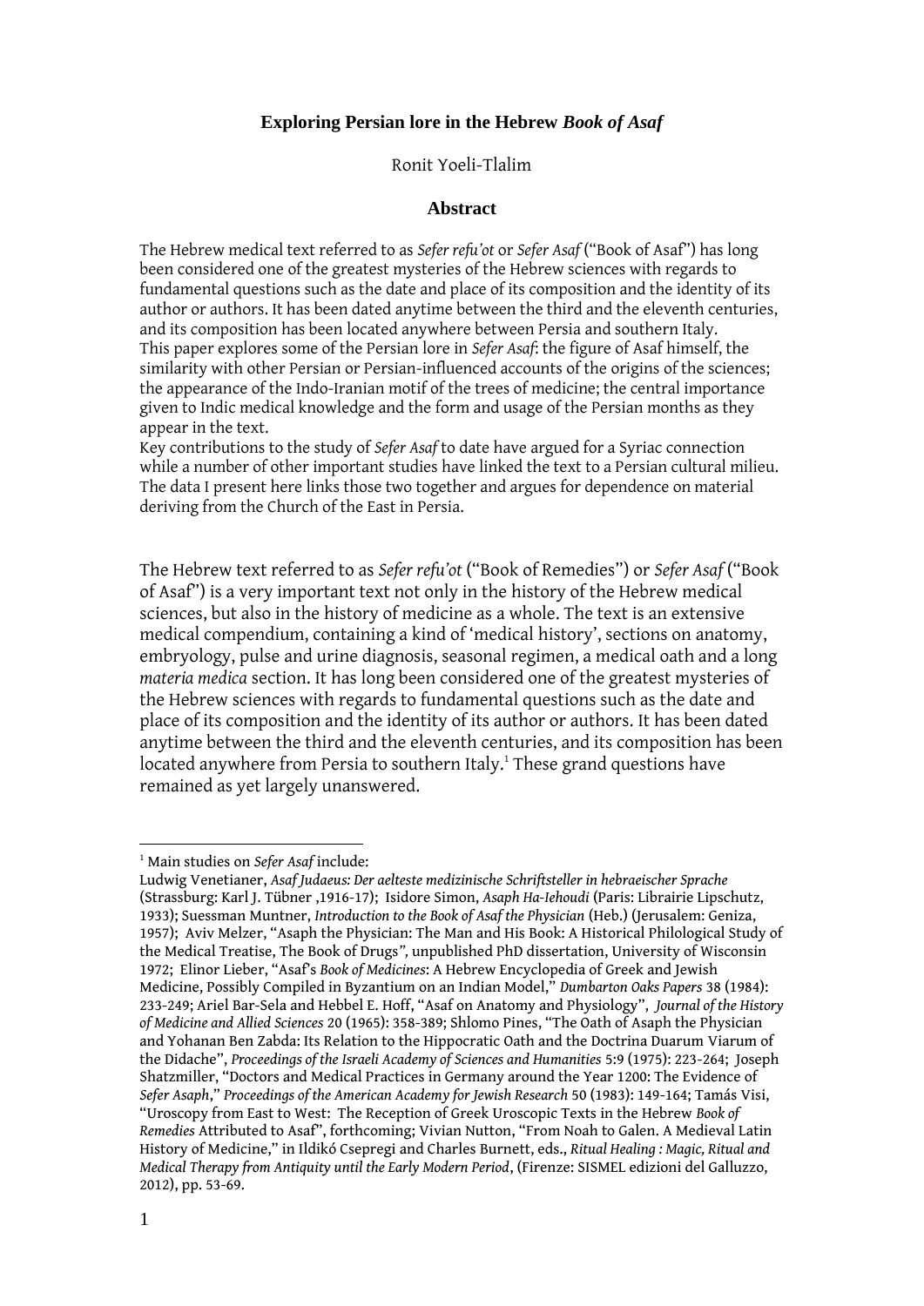# Exploring Persian lore in the Hebrew *Book of Asaf*

Ronit Yoeli-Tlalim

## Abstract

The Hebrew medical text referred to as *Sefer refu'ot* or *Sefer Asaf* ("Book of Asaf") has long been considered one of the greatest mysteries of the Hebrew sciences with regards to fundamental questions such as the date and place of its composition and the identity of its author or authors. It has been dated anytime between the third and the eleventh centuries, and its composition has been located anywhere between Persia and southern Italy.
This paper explores some of the Persian lore in *Sefer Asaf*: the figure of Asaf himself, the similarity with other Persian or Persian-influenced accounts of the origins of the sciences; the appearance of the Indo-Iranian motif of the trees of medicine; the central importance given to Indic medical knowledge and the form and usage of the Persian months as they appear in the text.
Key contributions to the study of *Sefer Asaf* to date have argued for a Syriac connection while a number of other important studies have linked the text to a Persian cultural milieu. The data I present here links those two together and argues for dependence on material deriving from the Church of the East in Persia.

The Hebrew text referred to as *Sefer refu'ot* ("Book of Remedies") or *Sefer Asaf* ("Book of Asaf") is a very important text not only in the history of the Hebrew medical sciences, but also in the history of medicine as a whole. The text is an extensive medical compendium, containing a kind of 'medical history', sections on anatomy, embryology, pulse and urine diagnosis, seasonal regimen, a medical oath and a long *materia medica* section. It has long been considered one of the greatest mysteries of the Hebrew sciences with regards to fundamental questions such as the date and place of its composition and the identity of its author or authors. It has been dated anytime between the third and the eleventh centuries, and its composition has been located anywhere from Persia to southern Italy.[1] These grand questions have remained as yet largely unanswered.

---

[1] Main studies on *Sefer Asaf* include:
Ludwig Venetianer, *Asaf Judaeus: Der aelteste medizinische Schriftsteller in hebraeischer Sprache* (Strassburg: Karl J. Tübner ,1916-17); Isidore Simon, *Asaph Ha-Iehoudi* (Paris: Librairie Lipschutz, 1933); Suessman Muntner, *Introduction to the Book of Asaf the Physician* (Heb.) (Jerusalem: Geniza, 1957); Aviv Melzer, "Asaph the Physician: The Man and His Book: A Historical Philological Study of the Medical Treatise, The Book of Drugs*"*, unpublished PhD dissertation, University of Wisconsin 1972; Elinor Lieber, "Asaf's *Book of Medicines*: A Hebrew Encyclopedia of Greek and Jewish Medicine, Possibly Compiled in Byzantium on an Indian Model," *Dumbarton Oaks Papers* 38 (1984): 233-249; Ariel Bar-Sela and Hebbel E. Hoff, "Asaf on Anatomy and Physiology", *Journal of the History of Medicine and Allied Sciences* 20 (1965): 358-389; Shlomo Pines, "The Oath of Asaph the Physician and Yohanan Ben Zabda: Its Relation to the Hippocratic Oath and the Doctrina Duarum Viarum of the Didache", *Proceedings of the Israeli Academy of Sciences and Humanities* 5:9 (1975): 223-264; Joseph Shatzmiller, "Doctors and Medical Practices in Germany around the Year 1200: The Evidence of *Sefer Asaph*," *Proceedings of the American Academy for Jewish Research* 50 (1983): 149-164; Tamás Visi, "Uroscopy from East to West: The Reception of Greek Uroscopic Texts in the Hebrew *Book of Remedies* Attributed to Asaf", forthcoming; Vivian Nutton, "From Noah to Galen. A Medieval Latin History of Medicine," in Ildikó Csepregi and Charles Burnett, eds., *Ritual Healing : Magic, Ritual and Medical Therapy from Antiquity until the Early Modern Period*, (Firenze: SISMEL edizioni del Galluzzo, 2012), pp. 53-69.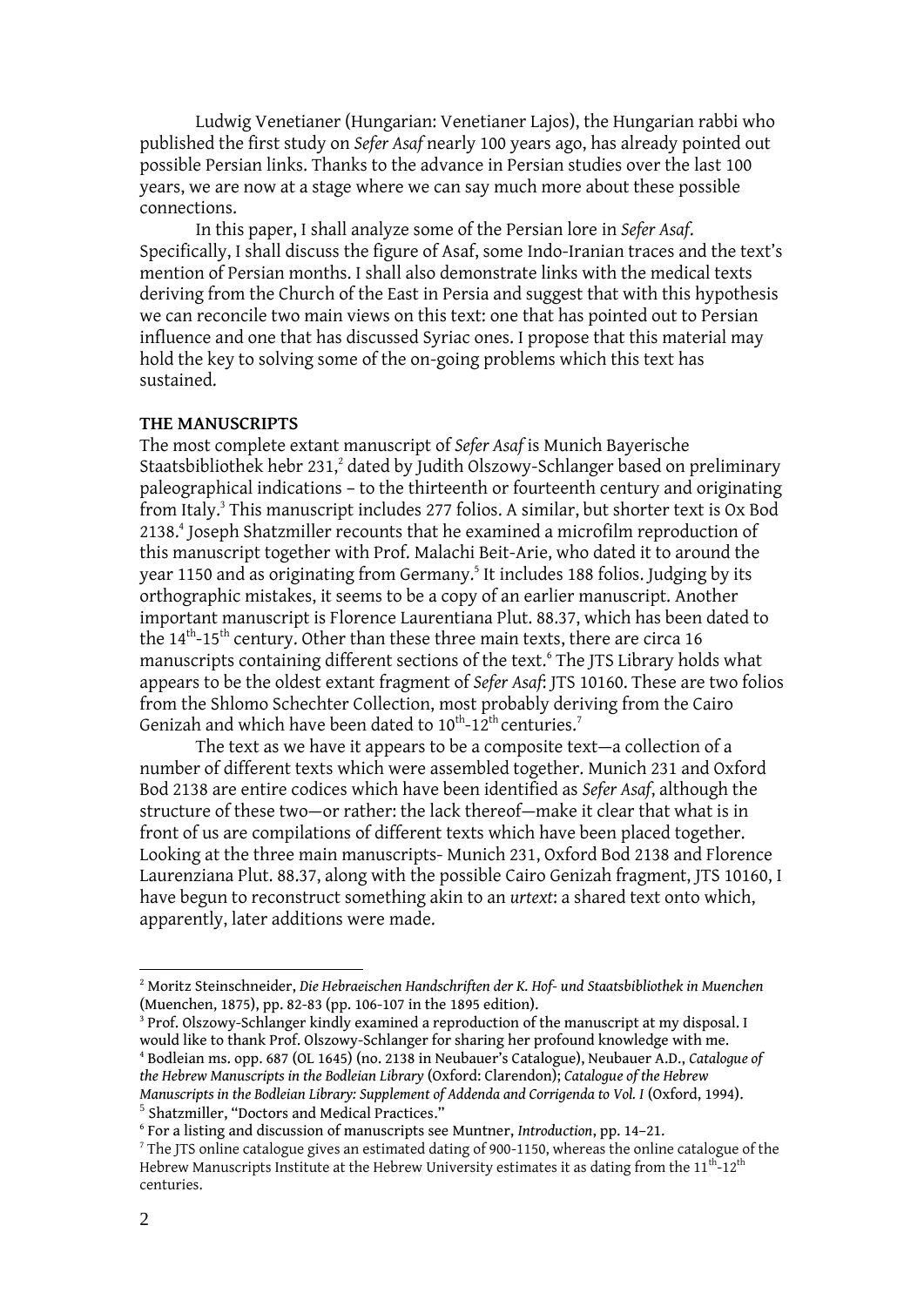Ludwig Venetianer (Hungarian: Venetianer Lajos), the Hungarian rabbi who published the first study on *Sefer Asaf* nearly 100 years ago, has already pointed out possible Persian links. Thanks to the advance in Persian studies over the last 100 years, we are now at a stage where we can say much more about these possible connections.

In this paper, I shall analyze some of the Persian lore in *Sefer Asaf*. Specifically, I shall discuss the figure of Asaf, some Indo-Iranian traces and the text's mention of Persian months. I shall also demonstrate links with the medical texts deriving from the Church of the East in Persia and suggest that with this hypothesis we can reconcile two main views on this text: one that has pointed out to Persian influence and one that has discussed Syriac ones. I propose that this material may hold the key to solving some of the on-going problems which this text has sustained.

**THE MANUSCRIPTS**

The most complete extant manuscript of *Sefer Asaf* is Munich Bayerische Staatsbibliothek hebr 231,[2] dated by Judith Olszowy-Schlanger based on preliminary paleographical indications – to the thirteenth or fourteenth century and originating from Italy.[3] This manuscript includes 277 folios. A similar, but shorter text is Ox Bod 2138.[4] Joseph Shatzmiller recounts that he examined a microfilm reproduction of this manuscript together with Prof. Malachi Beit-Arie, who dated it to around the year 1150 and as originating from Germany.[5] It includes 188 folios. Judging by its orthographic mistakes, it seems to be a copy of an earlier manuscript. Another important manuscript is Florence Laurentiana Plut. 88.37, which has been dated to the 14th-15th century. Other than these three main texts, there are circa 16 manuscripts containing different sections of the text.[6] The JTS Library holds what appears to be the oldest extant fragment of *Sefer Asaf*: JTS 10160. These are two folios from the Shlomo Schechter Collection, most probably deriving from the Cairo Genizah and which have been dated to 10th-12th centuries.[7]

The text as we have it appears to be a composite text—a collection of a number of different texts which were assembled together. Munich 231 and Oxford Bod 2138 are entire codices which have been identified as *Sefer Asaf*, although the structure of these two—or rather: the lack thereof—make it clear that what is in front of us are compilations of different texts which have been placed together. Looking at the three main manuscripts- Munich 231, Oxford Bod 2138 and Florence Laurenziana Plut. 88.37, along with the possible Cairo Genizah fragment, JTS 10160, I have begun to reconstruct something akin to an *urtext*: a shared text onto which, apparently, later additions were made.

---

[2] Moritz Steinschneider, *Die Hebraeischen Handschriften der K. Hof- und Staatsbibliothek in Muenchen* (Muenchen, 1875), pp. 82-83 (pp. 106-107 in the 1895 edition).

[3] Prof. Olszowy-Schlanger kindly examined a reproduction of the manuscript at my disposal. I would like to thank Prof. Olszowy-Schlanger for sharing her profound knowledge with me.

[4] Bodleian ms. opp. 687 (OL 1645) (no. 2138 in Neubauer's Catalogue), Neubauer A.D., *Catalogue of the Hebrew Manuscripts in the Bodleian Library* (Oxford: Clarendon); *Catalogue of the Hebrew Manuscripts in the Bodleian Library: Supplement of Addenda and Corrigenda to Vol. I* (Oxford, 1994).

[5] Shatzmiller, "Doctors and Medical Practices."

[6] For a listing and discussion of manuscripts see Muntner, *Introduction*, pp. 14–21.

[7] The JTS online catalogue gives an estimated dating of 900-1150, whereas the online catalogue of the Hebrew Manuscripts Institute at the Hebrew University estimates it as dating from the 11th-12th centuries.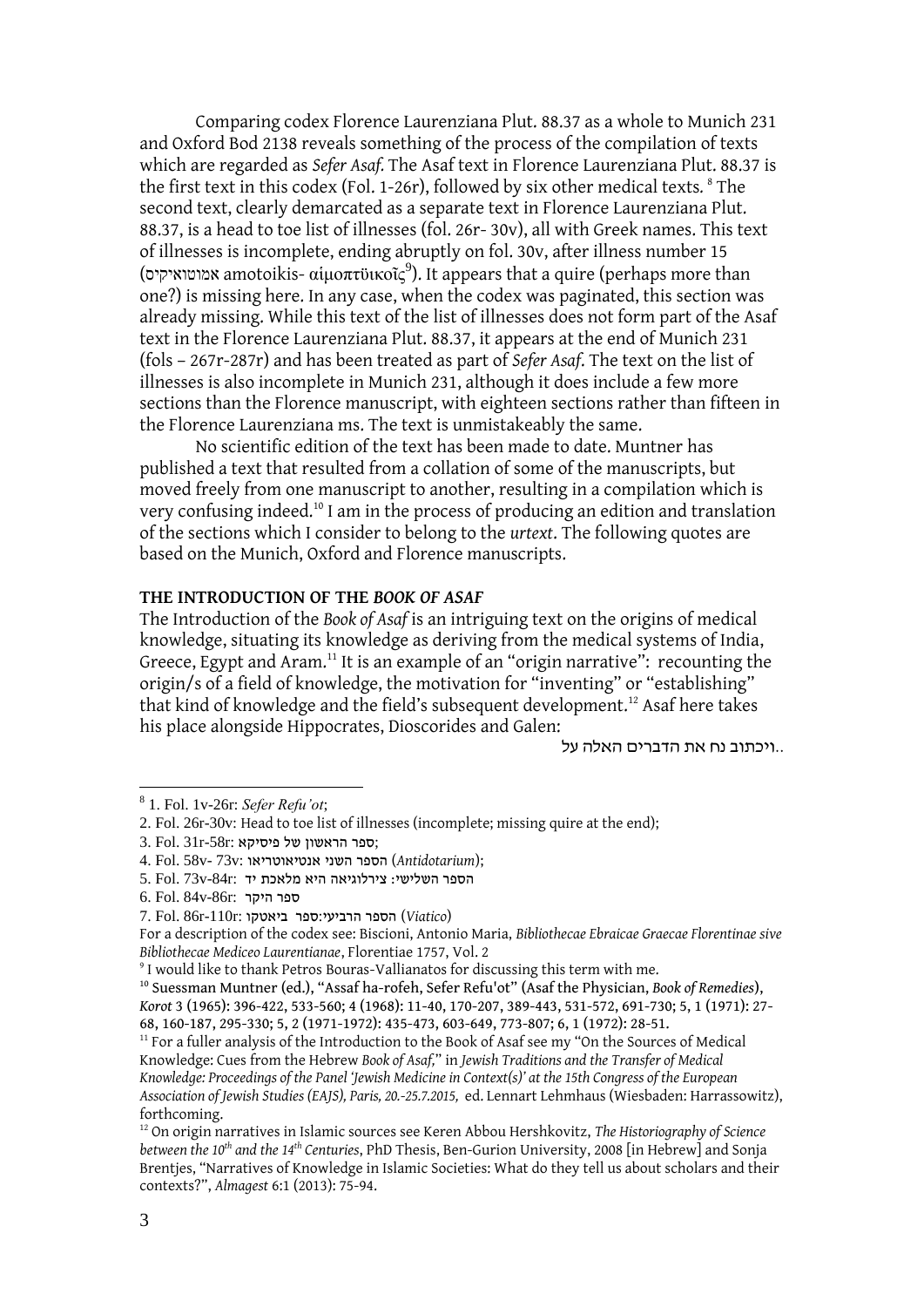Comparing codex Florence Laurenziana Plut. 88.37 as a whole to Munich 231 and Oxford Bod 2138 reveals something of the process of the compilation of texts which are regarded as *Sefer Asaf.* The Asaf text in Florence Laurenziana Plut. 88.37 is the first text in this codex (Fol. 1-26r), followed by six other medical texts.[8] The second text, clearly demarcated as a separate text in Florence Laurenziana Plut. 88.37, is a head to toe list of illnesses (fol. 26r- 30v), all with Greek names. This text of illnesses is incomplete, ending abruptly on fol. 30v, after illness number 15 (אמוטואיקיס amotoikis- αἱμοπτϋικοῖς[9]). It appears that a quire (perhaps more than one?) is missing here. In any case, when the codex was paginated, this section was already missing. While this text of the list of illnesses does not form part of the Asaf text in the Florence Laurenziana Plut. 88.37, it appears at the end of Munich 231 (fols – 267r-287r) and has been treated as part of *Sefer Asaf*. The text on the list of illnesses is also incomplete in Munich 231, although it does include a few more sections than the Florence manuscript, with eighteen sections rather than fifteen in the Florence Laurenziana ms. The text is unmistakeably the same.

No scientific edition of the text has been made to date. Muntner has published a text that resulted from a collation of some of the manuscripts, but moved freely from one manuscript to another, resulting in a compilation which is very confusing indeed.[10] I am in the process of producing an edition and translation of the sections which I consider to belong to the *urtext*. The following quotes are based on the Munich, Oxford and Florence manuscripts.

## THE INTRODUCTION OF THE *BOOK OF ASAF*

The Introduction of the *Book of Asaf* is an intriguing text on the origins of medical knowledge, situating its knowledge as deriving from the medical systems of India, Greece, Egypt and Aram.[11] It is an example of an "origin narrative": recounting the origin/s of a field of knowledge, the motivation for "inventing" or "establishing" that kind of knowledge and the field's subsequent development.[12] Asaf here takes his place alongside Hippocrates, Dioscorides and Galen:

ויכתוב נח את הדברים האלה על..

---

[8] 1. Fol. 1v-26r: *Sefer Refu'ot*;
2. Fol. 26r-30v: Head to toe list of illnesses (incomplete; missing quire at the end);
3. Fol. 31r-58r: ספר הראשון של פיסיקא;
4. Fol. 58v- 73v: הספר השני אנטיאוטריאו (*Antidotarium*);
5. Fol. 73v-84r: הספר השלישי: צירלוגיאה היא מלאכת יד
6. Fol. 84v-86r: ספר היקר
7. Fol. 86r-110r: הספר הרביעי:ספר ביאטקו (*Viatico*)
For a description of the codex see: Biscioni, Antonio Maria, *Bibliothecae Ebraicae Graecae Florentinae sive Bibliothecae Mediceo Laurentianae*, Florentiae 1757, Vol. 2

[9] I would like to thank Petros Bouras-Vallianatos for discussing this term with me.

[10] Suessman Muntner (ed.), "Assaf ha-rofeh, Sefer Refu'ot" (Asaf the Physician, *Book of Remedies*), *Korot* 3 (1965): 396-422, 533-560; 4 (1968): 11-40, 170-207, 389-443, 531-572, 691-730; 5, 1 (1971): 27-68, 160-187, 295-330; 5, 2 (1971-1972): 435-473, 603-649, 773-807; 6, 1 (1972): 28-51.

[11] For a fuller analysis of the Introduction to the Book of Asaf see my "On the Sources of Medical Knowledge: Cues from the Hebrew *Book of Asaf*," in *Jewish Traditions and the Transfer of Medical Knowledge: Proceedings of the Panel 'Jewish Medicine in Context(s)' at the 15th Congress of the European Association of Jewish Studies (EAJS), Paris, 20.-25.7.2015*, ed. Lennart Lehmhaus (Wiesbaden: Harrassowitz), forthcoming.

[12] On origin narratives in Islamic sources see Keren Abbou Hershkovitz, *The Historiography of Science between the 10th and the 14th Centuries*, PhD Thesis, Ben-Gurion University, 2008 [in Hebrew] and Sonja Brentjes, "Narratives of Knowledge in Islamic Societies: What do they tell us about scholars and their contexts?", *Almagest* 6:1 (2013): 75-94.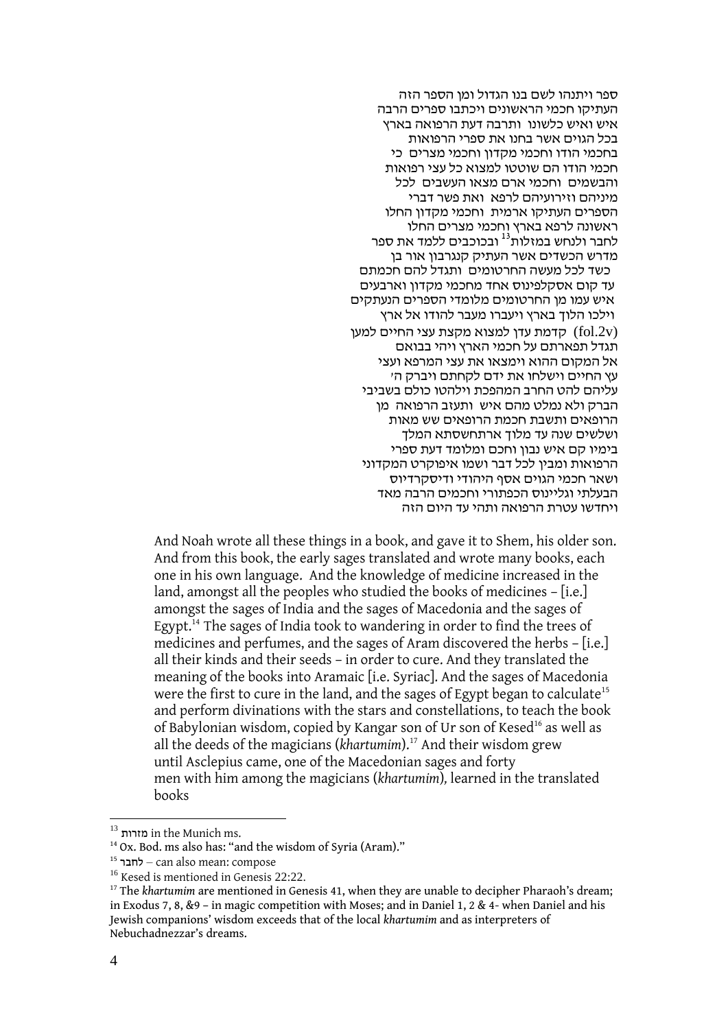ספר ויתנהו לשם בנו הגדול ומן הספר הזה
העתיקו חכמי הראשונים ויכתבו ספרים הרבה
איש ואיש כלשונו ותרבה דעת הרפואה בארץ
בכל הגוים אשר בחנו את ספרי הרפואות
בחכמי הודו וחכמי מקדון וחכמי מצרים כי
חכמי הודו הם שוטטו למצוא כל עצי רפואות
והבשמים וחכמי ארם מצאו העשבים לכל
מיניהם וזירועיהם לרפא ואת פשר דברי
הספרים העתיקו ארמית וחכמי מקדון החלו
ראשונה לרפא בארץ וחכמי מצרים החלו
לחבר ולנחש במזלות[13] ובכוכבים ללמד את ספר
מדרש הכשדים אשר העתיק קנגרבון אור בן
כשד לכל מעשה החרטומים ותגדל להם חכמתם
עד קום אסקלפינוס אחד מחכמי מקדון וארבעים
איש עמו מן החרטומים מלומדי הספרים הנעתקים
וילכו הלוך בארץ ויעברו מעבר להודו אל ארץ
(fol.2v) קדמת עדן למצוא מקצת עצי החיים למען
תגדל תפארתם על חכמי הארץ ויהי בבואם
אל המקום ההוא וימצאו את עצי המרפא ועצי
עץ החיים וישלחו את ידם לקחתם ויברק ה'
עליהם להט החרב המהפכת וילהטו כולם בשביבי
הברק ולא נמלט מהם איש ותעזב הרפואה מן
הרופאים ותשבת חכמת הרופאים שש מאות
ושלשים שנה עד מלוך ארתחשסתא המלך
בימיו קם איש נבון וחכם ומלומד דעת ספרי
הרפואות ומבין לכל דבר ושמו איפוקרט המקדוני
ושאר חכמי הגוים אסף היהודי ודיסקרדיוס
הבעלתי וגליינוס הכפתורי וחכמים הרבה מאד
ויחדשו עטרת הרפואה ותהי עד היום הזה

And Noah wrote all these things in a book, and gave it to Shem, his older son. And from this book, the early sages translated and wrote many books, each one in his own language. And the knowledge of medicine increased in the land, amongst all the peoples who studied the books of medicines – [i.e.] amongst the sages of India and the sages of Macedonia and the sages of Egypt.[14] The sages of India took to wandering in order to find the trees of medicines and perfumes, and the sages of Aram discovered the herbs – [i.e.] all their kinds and their seeds – in order to cure. And they translated the meaning of the books into Aramaic [i.e. Syriac]. And the sages of Macedonia were the first to cure in the land, and the sages of Egypt began to calculate[15] and perform divinations with the stars and constellations, to teach the book of Babylonian wisdom, copied by Kangar son of Ur son of Kesed[16] as well as all the deeds of the magicians (*khartumim*).[17] And their wisdom grew until Asclepius came, one of the Macedonian sages and forty men with him among the magicians (*khartumim*), learned in the translated books

[13] מזרות in the Munich ms.

[14] Ox. Bod. ms also has: "and the wisdom of Syria (Aram)."

[15] לחבר – can also mean: compose

[16] Kesed is mentioned in Genesis 22:22.

[17] The *khartumim* are mentioned in Genesis 41, when they are unable to decipher Pharaoh's dream; in Exodus 7, 8, &9 – in magic competition with Moses; and in Daniel 1, 2 & 4- when Daniel and his Jewish companions' wisdom exceeds that of the local *khartumim* and as interpreters of Nebuchadnezzar's dreams.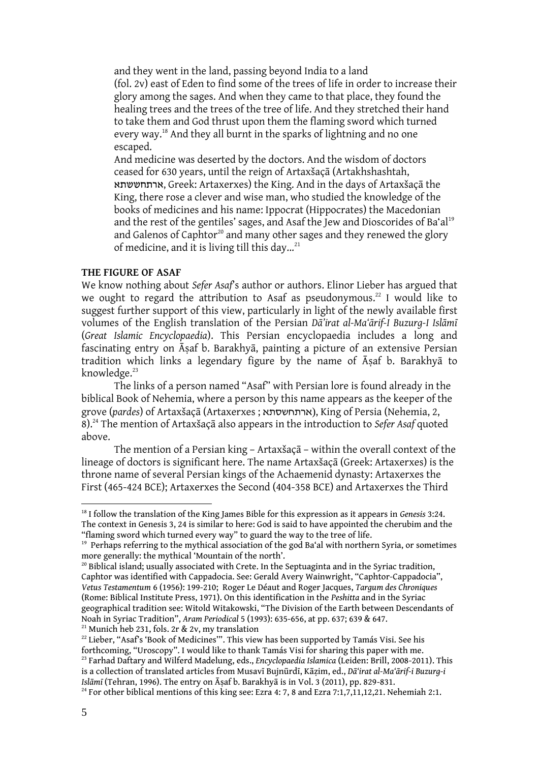> and they went in the land, passing beyond India to a land (fol. 2v) east of Eden to find some of the trees of life in order to increase their glory among the sages. And when they came to that place, they found the healing trees and the trees of the tree of life. And they stretched their hand to take them and God thrust upon them the flaming sword which turned every way.[18] And they all burnt in the sparks of lightning and no one escaped.
>
> And medicine was deserted by the doctors. And the wisdom of doctors ceased for 630 years, until the reign of Artaxšaçā (Artakhshashtah, ארתחששתא, Greek: Artaxerxes) the King. And in the days of Artaxšaçā the King, there rose a clever and wise man, who studied the knowledge of the books of medicines and his name: Ippocrat (Hippocrates) the Macedonian and the rest of the gentiles' sages, and Asaf the Jew and Dioscorides of Ba'al[19] and Galenos of Caphtor[20] and many other sages and they renewed the glory of medicine, and it is living till this day…[21]

**THE FIGURE OF ASAF**

We know nothing about *Sefer Asaf*'s author or authors. Elinor Lieber has argued that we ought to regard the attribution to Asaf as pseudonymous.[22] I would like to suggest further support of this view, particularly in light of the newly available first volumes of the English translation of the Persian *Dā'irat al-Ma'ārif-I Buzurg-I Islāmī* (*Great Islamic Encyclopaedia*). This Persian encyclopaedia includes a long and fascinating entry on Āṣaf b. Barakhyā, painting a picture of an extensive Persian tradition which links a legendary figure by the name of Āṣaf b. Barakhyā to knowledge.[23]

The links of a person named "Asaf" with Persian lore is found already in the biblical Book of Nehemia, where a person by this name appears as the keeper of the grove (*pardes*) of Artaxšaçā (Artaxerxes ; ארתחשסתא), King of Persia (Nehemia, 2, 8).[24] The mention of Artaxšaçā also appears in the introduction to *Sefer Asaf* quoted above.

The mention of a Persian king – Artaxšaçā – within the overall context of the lineage of doctors is significant here. The name Artaxšaçā (Greek: Artaxerxes) is the throne name of several Persian kings of the Achaemenid dynasty: Artaxerxes the First (465-424 BCE); Artaxerxes the Second (404-358 BCE) and Artaxerxes the Third

---

[18] I follow the translation of the King James Bible for this expression as it appears in *Genesis* 3:24. The context in Genesis 3, 24 is similar to here: God is said to have appointed the cherubim and the "flaming sword which turned every way" to guard the way to the tree of life.

[19] Perhaps referring to the mythical association of the god Ba'al with northern Syria, or sometimes more generally: the mythical 'Mountain of the north'.

[20] Biblical island; usually associated with Crete. In the Septuaginta and in the Syriac tradition, Caphtor was identified with Cappadocia. See: Gerald Avery Wainwright, "Caphtor-Cappadocia", *Vetus Testamentum* 6 (1956): 199-210; Roger Le Déaut and Roger Jacques, *Targum des Chroniques* (Rome: Biblical Institute Press, 1971). On this identification in the *Peshitta* and in the Syriac geographical tradition see: Witold Witakowski, "The Division of the Earth between Descendants of Noah in Syriac Tradition", *Aram Periodical* 5 (1993): 635-656, at pp. 637; 639 & 647.

[21] Munich heb 231, fols. 2r & 2v, my translation

[22] Lieber, "Asaf's 'Book of Medicines'". This view has been supported by Tamás Visi. See his forthcoming, "Uroscopy". I would like to thank Tamás Visi for sharing this paper with me.

[23] Farhad Daftary and Wilferd Madelung, eds., *Encyclopaedia Islamica* (Leiden: Brill, 2008-2011). This is a collection of translated articles from Musavī Bujnūrdī, Kāẓim, ed., *Dā'irat al-Ma'ārif-i Buzurg-i Islāmī* (Tehran, 1996). The entry on Āṣaf b. Barakhyā is in Vol. 3 (2011), pp. 829-831.

[24] For other biblical mentions of this king see: Ezra 4: 7, 8 and Ezra 7:1,7,11,12,21. Nehemiah 2:1.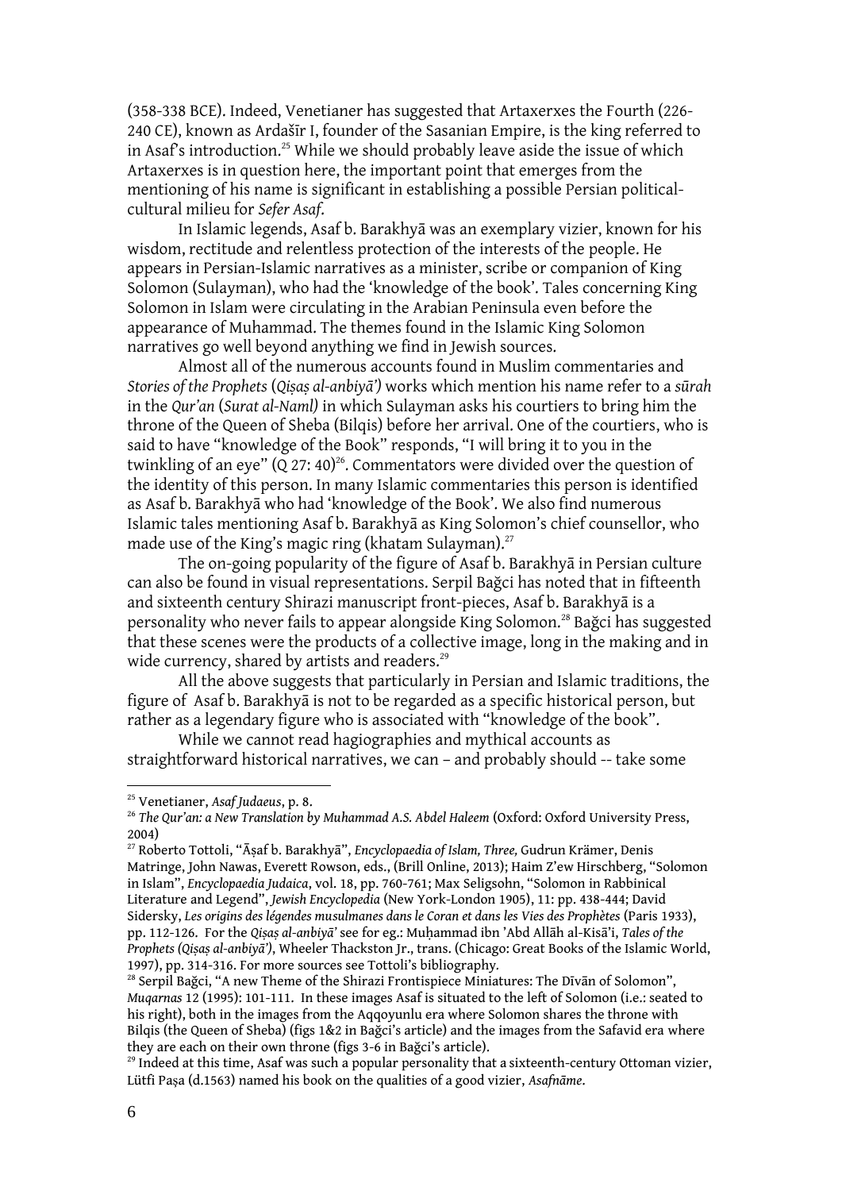(358-338 BCE). Indeed, Venetianer has suggested that Artaxerxes the Fourth (226-240 CE), known as Ardašīr I, founder of the Sasanian Empire, is the king referred to in Asaf's introduction.[25] While we should probably leave aside the issue of which Artaxerxes is in question here, the important point that emerges from the mentioning of his name is significant in establishing a possible Persian political-cultural milieu for *Sefer Asaf*.

In Islamic legends, Asaf b. Barakhyā was an exemplary vizier, known for his wisdom, rectitude and relentless protection of the interests of the people. He appears in Persian-Islamic narratives as a minister, scribe or companion of King Solomon (Sulayman), who had the 'knowledge of the book'. Tales concerning King Solomon in Islam were circulating in the Arabian Peninsula even before the appearance of Muhammad. The themes found in the Islamic King Solomon narratives go well beyond anything we find in Jewish sources.

Almost all of the numerous accounts found in Muslim commentaries and *Stories of the Prophets* (*Qiṣaṣ al-anbiyā')* works which mention his name refer to a *sūrah* in the *Qur'an* (*Surat al-Naml)* in which Sulayman asks his courtiers to bring him the throne of the Queen of Sheba (Bilqis) before her arrival. One of the courtiers, who is said to have "knowledge of the Book" responds, "I will bring it to you in the twinkling of an eye" (Q 27: 40)[26]. Commentators were divided over the question of the identity of this person. In many Islamic commentaries this person is identified as Asaf b. Barakhyā who had 'knowledge of the Book'. We also find numerous Islamic tales mentioning Asaf b. Barakhyā as King Solomon's chief counsellor, who made use of the King's magic ring (khatam Sulayman).[27]

The on-going popularity of the figure of Asaf b. Barakhyā in Persian culture can also be found in visual representations. Serpil Bağci has noted that in fifteenth and sixteenth century Shirazi manuscript front-pieces, Asaf b. Barakhyā is a personality who never fails to appear alongside King Solomon.[28] Bağci has suggested that these scenes were the products of a collective image, long in the making and in wide currency, shared by artists and readers.[29]

All the above suggests that particularly in Persian and Islamic traditions, the figure of Asaf b. Barakhyā is not to be regarded as a specific historical person, but rather as a legendary figure who is associated with "knowledge of the book".

While we cannot read hagiographies and mythical accounts as straightforward historical narratives, we can – and probably should -- take some

---

[25] Venetianer, *Asaf Judaeus*, p. 8.

[26] *The Qur'an: a New Translation by Muhammad A.S. Abdel Haleem* (Oxford: Oxford University Press, 2004)

[27] Roberto Tottoli, "Āṣaf b. Barakhyā", *Encyclopaedia of Islam, Three,* Gudrun Krämer, Denis Matringe, John Nawas, Everett Rowson, eds., (Brill Online, 2013); Haim Z'ew Hirschberg, "Solomon in Islam", *Encyclopaedia Judaica*, vol. 18, pp. 760-761; Max Seligsohn, "Solomon in Rabbinical Literature and Legend", *Jewish Encyclopedia* (New York-London 1905), 11: pp. 438-444; David Sidersky, *Les origins des légendes musulmanes dans le Coran et dans les Vies des Prophètes* (Paris 1933), pp. 112-126. For the *Qiṣaṣ al-anbiyā'* see for eg.: Muḥammad ibn 'Abd Allāh al-Kisā'i, *Tales of the Prophets (Qiṣaṣ al-anbiyā')*, Wheeler Thackston Jr., trans. (Chicago: Great Books of the Islamic World, 1997), pp. 314-316. For more sources see Tottoli's bibliography.

[28] Serpil Bağci, "A new Theme of the Shirazi Frontispiece Miniatures: The Dīvān of Solomon", *Muqarnas* 12 (1995): 101-111. In these images Asaf is situated to the left of Solomon (i.e.: seated to his right), both in the images from the Aqqoyunlu era where Solomon shares the throne with Bilqis (the Queen of Sheba) (figs 1&2 in Bağci's article) and the images from the Safavid era where they are each on their own throne (figs 3-6 in Bağci's article).

[29] Indeed at this time, Asaf was such a popular personality that a sixteenth-century Ottoman vizier, Lütfi Paşa (d.1563) named his book on the qualities of a good vizier, *Asafnāme*.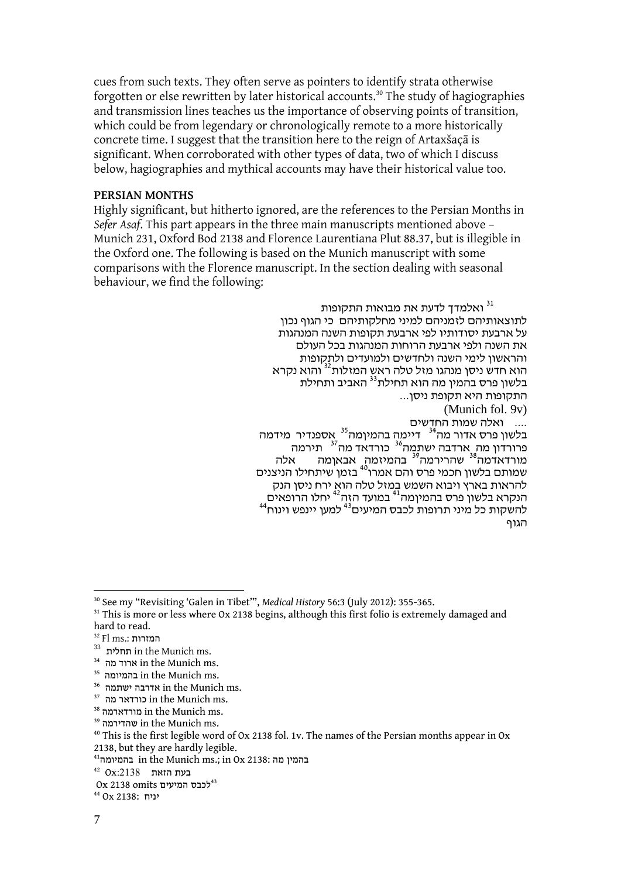cues from such texts. They often serve as pointers to identify strata otherwise forgotten or else rewritten by later historical accounts.[30] The study of hagiographies and transmission lines teaches us the importance of observing points of transition, which could be from legendary or chronologically remote to a more historically concrete time. I suggest that the transition here to the reign of Artaxšaçā is significant. When corroborated with other types of data, two of which I discuss below, hagiographies and mythical accounts may have their historical value too.

**PERSIAN MONTHS**

Highly significant, but hitherto ignored, are the references to the Persian Months in *Sefer Asaf*. This part appears in the three main manuscripts mentioned above – Munich 231, Oxford Bod 2138 and Florence Laurentiana Plut 88.37, but is illegible in the Oxford one. The following is based on the Munich manuscript with some comparisons with the Florence manuscript. In the section dealing with seasonal behaviour, we find the following:

[31] ואלמדך לדעת את מבואות התקופות
לתוצאותיהם לזמניהם למיני מחלקותיהם כי הגוף נכון
על ארבעת יסודותיו לפי ארבעת תקופות השנה המנהגות
את השנה ולפי ארבעת הרוחות המנהגות בכל העולם
והראשון לימי השנה ולחדשים ולמועדים ולתקופות
הוא חדש ניסן מנהגו מזל טלה ראש המזלות[32] והוא נקרא
בלשון פרס בהמין מה הוא תחילת[33] האביב ותחילת
התקופות היא תקופת ניסן...

(Munich fol. 9v)

.... ואלה שמות החדשים
בלשון פרס אדור מה[34] דיימה בהמיקמה[35] אספנדיר מידמה
פרורדון מה ארדבה ישתמה[36] כורדאד מה[37] תירמה
מורדאדמה[38] שהרירמה[39] בהמיזמה אבאןמה אלה
שמותם בלשון חכמי פרס והם אמרו[40] בזמן שיתחילו הניצנים
להראות בארץ ויבוא השמש במזל טלה הוא ירח ניסן הנק
הנקרא בלשון פרס בהמיקמה[41] במועד הזה[42] יחלו הרופאים
להשקות כל מיני תרופות לכבס המיעים[43] למען יינפש וינוח[44]
הגוף

---

[30] See my "Revisiting 'Galen in Tibet'", *Medical History* 56:3 (July 2012): 355-365.

[31] This is more or less where Ox 2138 begins, although this first folio is extremely damaged and hard to read.

[32] Fl ms.: המזורות

[33] תחלית in the Munich ms.

[34] ארוד מה in the Munich ms.

[35] בהמיומה in the Munich ms.

[36] אדרבה ישתמה in the Munich ms.

[37] כורדאר מה in the Munich ms.

[38] מורדארמה in the Munich ms.

[39] שהדירמה in the Munich ms.

[40] This is the first legible word of Ox 2138 fol. 1v. The names of the Persian months appear in Ox 2138, but they are hardly legible.

[41] בהמיומה in the Munich ms.; in Ox 2138: בהמין מה

[42] Ox:2138 בעת הזאת

[43] Ox 2138 omits לכבס המיעים

[44] Ox 2138: יניח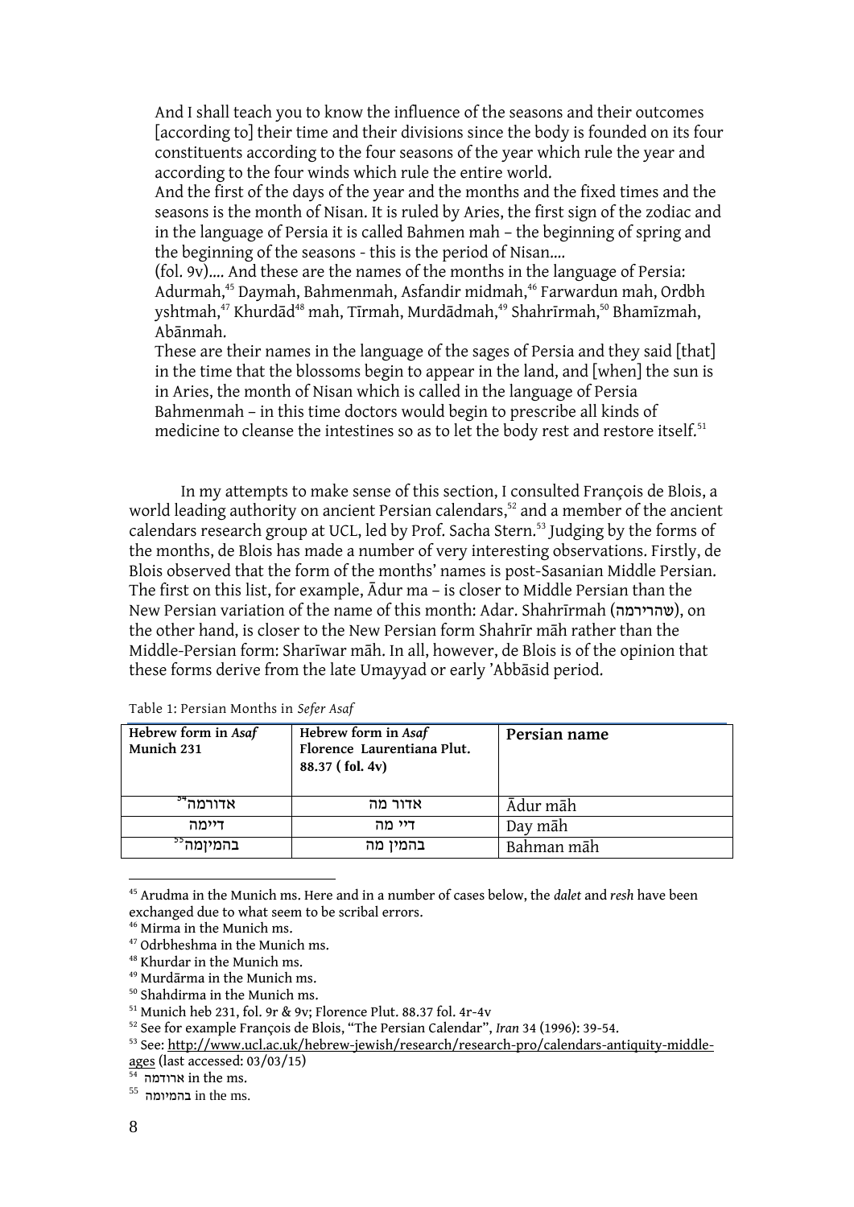And I shall teach you to know the influence of the seasons and their outcomes [according to] their time and their divisions since the body is founded on its four constituents according to the four seasons of the year which rule the year and according to the four winds which rule the entire world.
And the first of the days of the year and the months and the fixed times and the seasons is the month of Nisan. It is ruled by Aries, the first sign of the zodiac and in the language of Persia it is called Bahmen mah – the beginning of spring and the beginning of the seasons - this is the period of Nisan....
(fol. 9v).... And these are the names of the months in the language of Persia: Adurmah,[45] Daymah, Bahmenmah, Asfandir midmah,[46] Farwardun mah, Ordbh yshtmah,[47] Khurdād[48] mah, Tīrmah, Murdādmah,[49] Shahrīrmah,[50] Bhamīzmah, Abānmah.
These are their names in the language of the sages of Persia and they said [that] in the time that the blossoms begin to appear in the land, and [when] the sun is in Aries, the month of Nisan which is called in the language of Persia Bahmenmah – in this time doctors would begin to prescribe all kinds of medicine to cleanse the intestines so as to let the body rest and restore itself.[51]

In my attempts to make sense of this section, I consulted François de Blois, a world leading authority on ancient Persian calendars,[52] and a member of the ancient calendars research group at UCL, led by Prof. Sacha Stern.[53] Judging by the forms of the months, de Blois has made a number of very interesting observations. Firstly, de Blois observed that the form of the months' names is post-Sasanian Middle Persian. The first on this list, for example, Ādur ma – is closer to Middle Persian than the New Persian variation of the name of this month: Adar. Shahrīrmah (שהרירמה), on the other hand, is closer to the New Persian form Shahrīr māh rather than the Middle-Persian form: Sharīwar māh. In all, however, de Blois is of the opinion that these forms derive from the late Umayyad or early 'Abbāsid period.

Table 1: Persian Months in *Sefer Asaf*

| **Hebrew form in *Asaf* Munich 231** | **Hebrew form in *Asaf* Florence Laurentiana Plut. 88.37 (fol. 4v)** | **Persian name** |
|---|---|---|
| אדורמה[54] | אדור מה | Ādur māh |
| דיימה | דיי מה | Day māh |
| בהמיןמה[55] | בהמין מה | Bahman māh |

[45] Arudma in the Munich ms. Here and in a number of cases below, the *dalet* and *resh* have been exchanged due to what seem to be scribal errors.
[46] Mirma in the Munich ms.
[47] Odrbheshma in the Munich ms.
[48] Khurdar in the Munich ms.
[49] Murdārma in the Munich ms.
[50] Shahdirma in the Munich ms.
[51] Munich heb 231, fol. 9r & 9v; Florence Plut. 88.37 fol. 4r-4v
[52] See for example François de Blois, "The Persian Calendar", *Iran* 34 (1996): 39-54.
[53] See: http://www.ucl.ac.uk/hebrew-jewish/research/research-pro/calendars-antiquity-middle-ages (last accessed: 03/03/15)
[54] ארודמה in the ms.
[55] בהמיומה in the ms.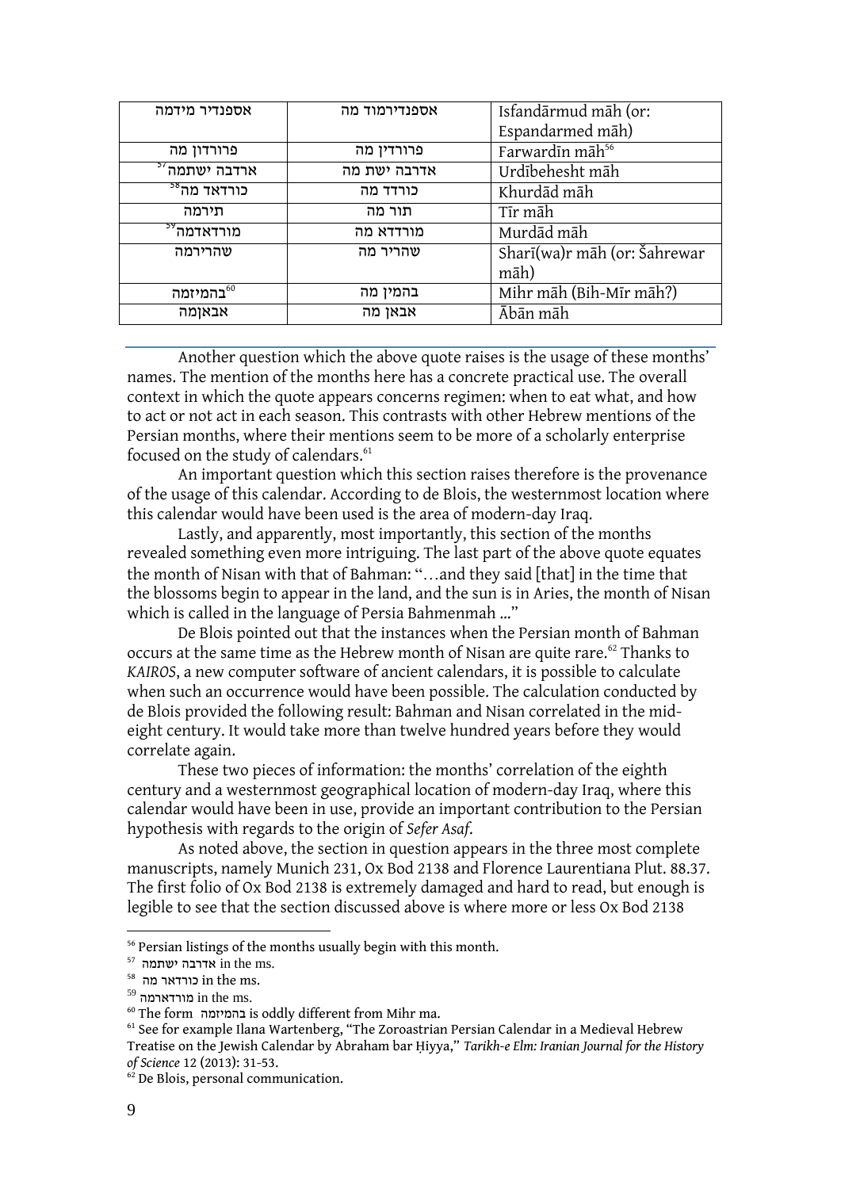| אספנדיר מידמה | אספנדירמוד מה | Isfandārmud māh (or: Espandarmed māh) |
|---|---|---|
| פרורדון מה | פרורדין מה | Farwardīn māh[56] |
| ארדבה ישתמה[57] | אדרבה ישת מה | Urdībehesht māh |
| כורדאד מה[58] | כורדד מה | Khurdād māh |
| תירמה | תור מה | Tīr māh |
| מורדאדמה[59] | מורדדא מה | Murdād māh |
| שהרירמה | שהריר מה | Sharī(wa)r māh (or: Šahrewar māh) |
| בהמיזמה[60] | בהמין מה | Mihr māh (Bih-Mīr māh?) |
| אבאןמה | אבאן מה | Ābān māh |

Another question which the above quote raises is the usage of these months' names. The mention of the months here has a concrete practical use. The overall context in which the quote appears concerns regimen: when to eat what, and how to act or not act in each season. This contrasts with other Hebrew mentions of the Persian months, where their mentions seem to be more of a scholarly enterprise focused on the study of calendars.[61]

An important question which this section raises therefore is the provenance of the usage of this calendar. According to de Blois, the westernmost location where this calendar would have been used is the area of modern-day Iraq.

Lastly, and apparently, most importantly, this section of the months revealed something even more intriguing. The last part of the above quote equates the month of Nisan with that of Bahman: "…and they said [that] in the time that the blossoms begin to appear in the land, and the sun is in Aries, the month of Nisan which is called in the language of Persia Bahmenmah …"

De Blois pointed out that the instances when the Persian month of Bahman occurs at the same time as the Hebrew month of Nisan are quite rare.[62] Thanks to *KAIROS*, a new computer software of ancient calendars, it is possible to calculate when such an occurrence would have been possible. The calculation conducted by de Blois provided the following result: Bahman and Nisan correlated in the mid-eight century. It would take more than twelve hundred years before they would correlate again.

These two pieces of information: the months' correlation of the eighth century and a westernmost geographical location of modern-day Iraq, where this calendar would have been in use, provide an important contribution to the Persian hypothesis with regards to the origin of *Sefer Asaf*.

As noted above, the section in question appears in the three most complete manuscripts, namely Munich 231, Ox Bod 2138 and Florence Laurentiana Plut. 88.37. The first folio of Ox Bod 2138 is extremely damaged and hard to read, but enough is legible to see that the section discussed above is where more or less Ox Bod 2138

---

[56] Persian listings of the months usually begin with this month.

[57] אדרבה ישתמה in the ms.

[58] כורדאר מה in the ms.

[59] מורדארמה in the ms.

[60] The form בהמיזמה is oddly different from Mihr ma.

[61] See for example Ilana Wartenberg, "The Zoroastrian Persian Calendar in a Medieval Hebrew Treatise on the Jewish Calendar by Abraham bar Ḥiyya," *Tarikh-e Elm: Iranian Journal for the History of Science* 12 (2013): 31-53.

[62] De Blois, personal communication.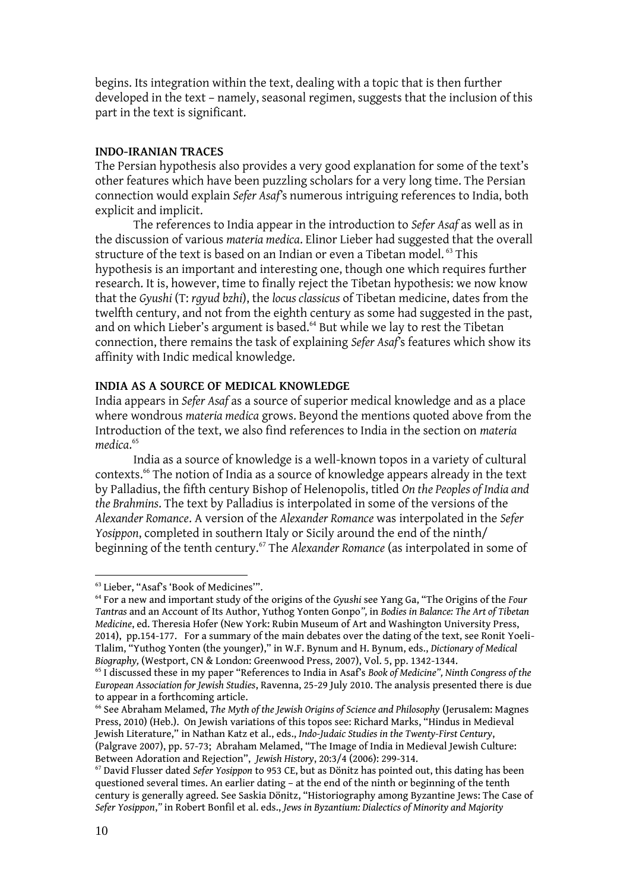begins. Its integration within the text, dealing with a topic that is then further developed in the text – namely, seasonal regimen, suggests that the inclusion of this part in the text is significant.

**INDO-IRANIAN TRACES**

The Persian hypothesis also provides a very good explanation for some of the text's other features which have been puzzling scholars for a very long time. The Persian connection would explain *Sefer Asaf*'s numerous intriguing references to India, both explicit and implicit.

The references to India appear in the introduction to *Sefer Asaf* as well as in the discussion of various *materia medica*. Elinor Lieber had suggested that the overall structure of the text is based on an Indian or even a Tibetan model.[63] This hypothesis is an important and interesting one, though one which requires further research. It is, however, time to finally reject the Tibetan hypothesis: we now know that the *Gyushi* (T: *rgyud bzhi*), the *locus classicus* of Tibetan medicine, dates from the twelfth century, and not from the eighth century as some had suggested in the past, and on which Lieber's argument is based.[64] But while we lay to rest the Tibetan connection, there remains the task of explaining *Sefer Asaf*'s features which show its affinity with Indic medical knowledge.

**INDIA AS A SOURCE OF MEDICAL KNOWLEDGE**

India appears in *Sefer Asaf* as a source of superior medical knowledge and as a place where wondrous *materia medica* grows. Beyond the mentions quoted above from the Introduction of the text, we also find references to India in the section on *materia medica*.[65]

India as a source of knowledge is a well-known topos in a variety of cultural contexts.[66] The notion of India as a source of knowledge appears already in the text by Palladius, the fifth century Bishop of Helenopolis, titled *On the Peoples of India and the Brahmins*. The text by Palladius is interpolated in some of the versions of the *Alexander Romance*. A version of the *Alexander Romance* was interpolated in the *Sefer Yosippon*, completed in southern Italy or Sicily around the end of the ninth/ beginning of the tenth century.[67] The *Alexander Romance* (as interpolated in some of

---

[63] Lieber, "Asaf's 'Book of Medicines'".

[64] For a new and important study of the origins of the *Gyushi* see Yang Ga, "The Origins of the *Four Tantras* and an Account of Its Author, Yuthog Yonten Gonpo", in *Bodies in Balance: The Art of Tibetan Medicine*, ed. Theresia Hofer (New York: Rubin Museum of Art and Washington University Press, 2014), pp.154-177. For a summary of the main debates over the dating of the text, see Ronit Yoeli-Tlalim, "Yuthog Yonten (the younger)," in W.F. Bynum and H. Bynum, eds., *Dictionary of Medical Biography*, (Westport, CN & London: Greenwood Press, 2007), Vol. 5, pp. 1342-1344.

[65] I discussed these in my paper "References to India in Asaf's *Book of Medicine", Ninth Congress of the European Association for Jewish Studies*, Ravenna, 25-29 July 2010. The analysis presented there is due to appear in a forthcoming article.

[66] See Abraham Melamed, *The Myth of the Jewish Origins of Science and Philosophy* (Jerusalem: Magnes Press, 2010) (Heb.). On Jewish variations of this topos see: Richard Marks, "Hindus in Medieval Jewish Literature," in Nathan Katz et al., eds., *Indo-Judaic Studies in the Twenty-First Century*, (Palgrave 2007), pp. 57-73; Abraham Melamed, "The Image of India in Medieval Jewish Culture: Between Adoration and Rejection", *Jewish History*, 20:3/4 (2006): 299-314.

[67] David Flusser dated *Sefer Yosippon* to 953 CE, but as Dönitz has pointed out, this dating has been questioned several times. An earlier dating – at the end of the ninth or beginning of the tenth century is generally agreed. See Saskia Dönitz, "Historiography among Byzantine Jews: The Case of *Sefer Yosippon*," in Robert Bonfil et al. eds., *Jews in Byzantium: Dialectics of Minority and Majority*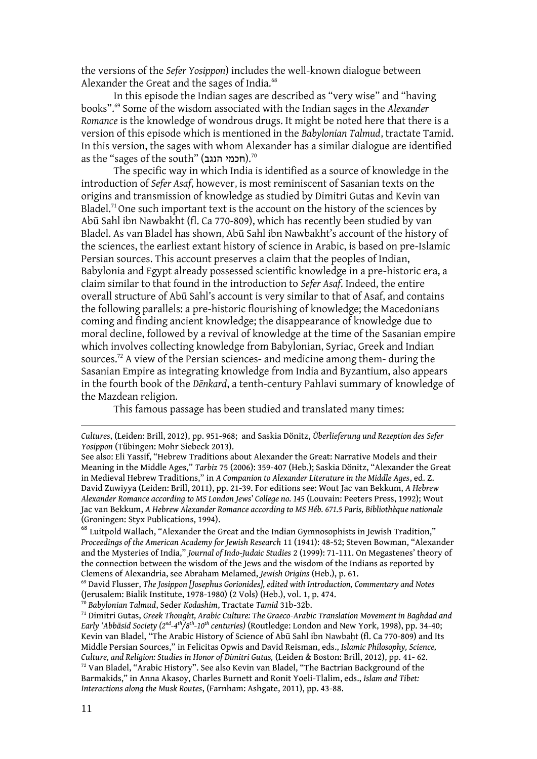the versions of the *Sefer Yosippon*) includes the well-known dialogue between Alexander the Great and the sages of India.[68]

In this episode the Indian sages are described as "very wise" and "having books".[69] Some of the wisdom associated with the Indian sages in the *Alexander Romance* is the knowledge of wondrous drugs. It might be noted here that there is a version of this episode which is mentioned in the *Babylonian Talmud*, tractate Tamid. In this version, the sages with whom Alexander has a similar dialogue are identified as the "sages of the south" (חכמי הנגב).[70]

The specific way in which India is identified as a source of knowledge in the introduction of *Sefer Asaf*, however, is most reminiscent of Sasanian texts on the origins and transmission of knowledge as studied by Dimitri Gutas and Kevin van Bladel.[71] One such important text is the account on the history of the sciences by Abū Sahl ibn Nawbakht (fl. Ca 770-809), which has recently been studied by van Bladel. As van Bladel has shown, Abū Sahl ibn Nawbakht's account of the history of the sciences, the earliest extant history of science in Arabic, is based on pre-Islamic Persian sources. This account preserves a claim that the peoples of Indian, Babylonia and Egypt already possessed scientific knowledge in a pre-historic era, a claim similar to that found in the introduction to *Sefer Asaf*. Indeed, the entire overall structure of Abū Sahl's account is very similar to that of Asaf, and contains the following parallels: a pre-historic flourishing of knowledge; the Macedonians coming and finding ancient knowledge; the disappearance of knowledge due to moral decline, followed by a revival of knowledge at the time of the Sasanian empire which involves collecting knowledge from Babylonian, Syriac, Greek and Indian sources.[72] A view of the Persian sciences- and medicine among them- during the Sasanian Empire as integrating knowledge from India and Byzantium, also appears in the fourth book of the *Dēnkard*, a tenth-century Pahlavi summary of knowledge of the Mazdean religion.

This famous passage has been studied and translated many times:

---

*Cultures*, (Leiden: Brill, 2012), pp. 951-968; and Saskia Dönitz, *Überlieferung und Rezeption des Sefer Yosippon* (Tübingen: Mohr Siebeck 2013).

See also: Eli Yassif, "Hebrew Traditions about Alexander the Great: Narrative Models and their Meaning in the Middle Ages," *Tarbiz* 75 (2006): 359-407 (Heb.); Saskia Dönitz, "Alexander the Great in Medieval Hebrew Traditions," in *A Companion to Alexander Literature in the Middle Ages*, ed. Z. David Zuwiyya (Leiden: Brill, 2011), pp. 21-39. For editions see: Wout Jac van Bekkum, *A Hebrew Alexander Romance according to MS London Jews' College no. 145* (Louvain: Peeters Press, 1992); Wout Jac van Bekkum, *A Hebrew Alexander Romance according to MS Héb. 671.5 Paris, Bibliothèque nationale* (Groningen: Styx Publications, 1994).

[68] Luitpold Wallach, "Alexander the Great and the Indian Gymnosophists in Jewish Tradition," *Proceedings of the American Academy for Jewish Research* 11 (1941): 48-52; Steven Bowman, "Alexander and the Mysteries of India," *Journal of Indo-Judaic Studies* 2 (1999): 71-111. On Megastenes' theory of the connection between the wisdom of the Jews and the wisdom of the Indians as reported by Clemens of Alexandria, see Abraham Melamed, *Jewish Origins* (Heb.), p. 61.

[69] David Flusser, *The Josippon [Josephus Gorionides], edited with Introduction, Commentary and Notes* (Jerusalem: Bialik Institute, 1978-1980) (2 Vols) (Heb.), vol. 1, p. 474.

[70] *Babylonian Talmud*, Seder *Kodashim*, Tractate *Tamid* 31b-32b.

[71] Dimitri Gutas, *Greek Thought, Arabic Culture: The Graeco-Arabic Translation Movement in Baghdad and Early 'Abbāsid Society (2nd-4th/8th-10th centuries)* (Routledge: London and New York, 1998), pp. 34-40; Kevin van Bladel, "The Arabic History of Science of Abū Sahl ibn Nawbaḥt (fl. Ca 770-809) and Its Middle Persian Sources," in Felicitas Opwis and David Reisman, eds., *Islamic Philosophy, Science, Culture, and Religion: Studies in Honor of Dimitri Gutas,* (Leiden & Boston: Brill, 2012), pp. 41- 62.

[72] Van Bladel, "Arabic History". See also Kevin van Bladel, "The Bactrian Background of the Barmakids," in Anna Akasoy, Charles Burnett and Ronit Yoeli-Tlalim, eds., *Islam and Tibet: Interactions along the Musk Routes*, (Farnham: Ashgate, 2011), pp. 43-88.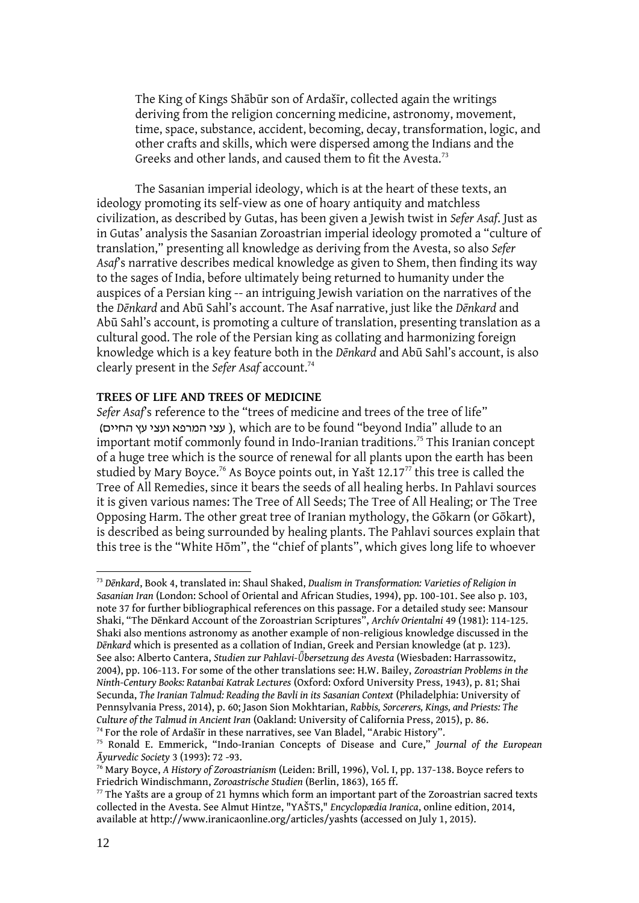> The King of Kings Shābūr son of Ardašīr, collected again the writings deriving from the religion concerning medicine, astronomy, movement, time, space, substance, accident, becoming, decay, transformation, logic, and other crafts and skills, which were dispersed among the Indians and the Greeks and other lands, and caused them to fit the Avesta.[73]

The Sasanian imperial ideology, which is at the heart of these texts, an ideology promoting its self-view as one of hoary antiquity and matchless civilization, as described by Gutas, has been given a Jewish twist in *Sefer Asaf*. Just as in Gutas' analysis the Sasanian Zoroastrian imperial ideology promoted a "culture of translation," presenting all knowledge as deriving from the Avesta, so also *Sefer Asaf*'s narrative describes medical knowledge as given to Shem, then finding its way to the sages of India, before ultimately being returned to humanity under the auspices of a Persian king -- an intriguing Jewish variation on the narratives of the the *Dēnkard* and Abū Sahl's account. The Asaf narrative, just like the *Dēnkard* and Abū Sahl's account, is promoting a culture of translation, presenting translation as a cultural good. The role of the Persian king as collating and harmonizing foreign knowledge which is a key feature both in the *Dēnkard* and Abū Sahl's account, is also clearly present in the *Sefer Asaf* account.[74]

**TREES OF LIFE AND TREES OF MEDICINE**

*Sefer Asaf*'s reference to the "trees of medicine and trees of the tree of life" (עצי המרפא ועצי עץ החיים), which are to be found "beyond India" allude to an important motif commonly found in Indo-Iranian traditions.[75] This Iranian concept of a huge tree which is the source of renewal for all plants upon the earth has been studied by Mary Boyce.[76] As Boyce points out, in Yašt 12.17[77] this tree is called the Tree of All Remedies, since it bears the seeds of all healing herbs. In Pahlavi sources it is given various names: The Tree of All Seeds; The Tree of All Healing; or The Tree Opposing Harm. The other great tree of Iranian mythology, the Gōkarn (or Gōkart), is described as being surrounded by healing plants. The Pahlavi sources explain that this tree is the "White Hōm", the "chief of plants", which gives long life to whoever

---

[73] *Dēnkard*, Book 4, translated in: Shaul Shaked, *Dualism in Transformation: Varieties of Religion in Sasanian Iran* (London: School of Oriental and African Studies, 1994), pp. 100-101. See also p. 103, note 37 for further bibliographical references on this passage. For a detailed study see: Mansour Shaki, "The Dēnkard Account of the Zoroastrian Scriptures", *Archív Orientalni* 49 (1981): 114-125. Shaki also mentions astronomy as another example of non-religious knowledge discussed in the *Dēnkard* which is presented as a collation of Indian, Greek and Persian knowledge (at p. 123). See also: Alberto Cantera, *Studien zur Pahlavi-Ǖbersetzung des Avesta* (Wiesbaden: Harrassowitz, 2004), pp. 106-113. For some of the other translations see: H.W. Bailey, *Zoroastrian Problems in the Ninth-Century Books: Ratanbai Katrak Lectures* (Oxford: Oxford University Press, 1943), p. 81; Shai Secunda, *The Iranian Talmud: Reading the Bavli in its Sasanian Context* (Philadelphia: University of Pennsylvania Press, 2014), p. 60; Jason Sion Mokhtarian, *Rabbis, Sorcerers, Kings, and Priests: The Culture of the Talmud in Ancient Iran* (Oakland: University of California Press, 2015), p. 86.

[74] For the role of Ardašīr in these narratives, see Van Bladel, "Arabic History".

[75] Ronald E. Emmerick, "Indo-Iranian Concepts of Disease and Cure," *Journal of the European Āyurvedic Society* 3 (1993): 72 -93.

[76] Mary Boyce, *A History of Zoroastrianism* (Leiden: Brill, 1996), Vol. I, pp. 137-138. Boyce refers to Friedrich Windischmann, *Zoroastrische Studien* (Berlin, 1863), 165 ff.

[77] The Yašts are a group of 21 hymns which form an important part of the Zoroastrian sacred texts collected in the Avesta. See Almut Hintze, "YAŠTS," *Encyclopædia Iranica*, online edition, 2014, available at http://www.iranicaonline.org/articles/yashts (accessed on July 1, 2015).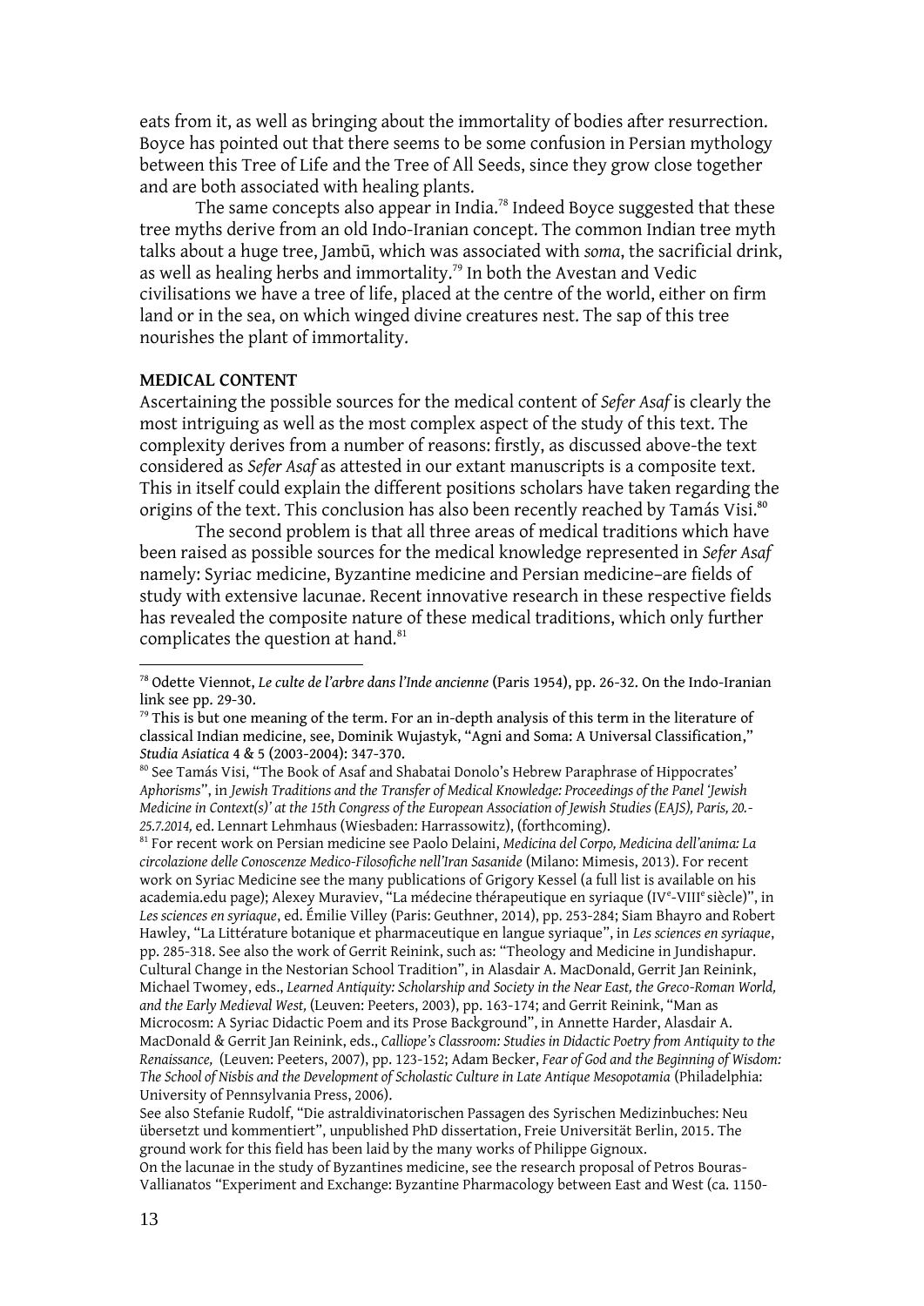eats from it, as well as bringing about the immortality of bodies after resurrection. Boyce has pointed out that there seems to be some confusion in Persian mythology between this Tree of Life and the Tree of All Seeds, since they grow close together and are both associated with healing plants.

The same concepts also appear in India.[78] Indeed Boyce suggested that these tree myths derive from an old Indo-Iranian concept. The common Indian tree myth talks about a huge tree, Jambū, which was associated with *soma*, the sacrificial drink, as well as healing herbs and immortality.[79] In both the Avestan and Vedic civilisations we have a tree of life, placed at the centre of the world, either on firm land or in the sea, on which winged divine creatures nest. The sap of this tree nourishes the plant of immortality.

**MEDICAL CONTENT**

Ascertaining the possible sources for the medical content of *Sefer Asaf* is clearly the most intriguing as well as the most complex aspect of the study of this text. The complexity derives from a number of reasons: firstly, as discussed above-the text considered as *Sefer Asaf* as attested in our extant manuscripts is a composite text. This in itself could explain the different positions scholars have taken regarding the origins of the text. This conclusion has also been recently reached by Tamás Visi.[80]

The second problem is that all three areas of medical traditions which have been raised as possible sources for the medical knowledge represented in *Sefer Asaf* namely: Syriac medicine, Byzantine medicine and Persian medicine–are fields of study with extensive lacunae. Recent innovative research in these respective fields has revealed the composite nature of these medical traditions, which only further complicates the question at hand.[81]

---

[78] Odette Viennot, *Le culte de l'arbre dans l'Inde ancienne* (Paris 1954), pp. 26-32. On the Indo-Iranian link see pp. 29-30.

[79] This is but one meaning of the term. For an in-depth analysis of this term in the literature of classical Indian medicine, see, Dominik Wujastyk, "Agni and Soma: A Universal Classification," *Studia Asiatica* 4 & 5 (2003-2004): 347-370.

[80] See Tamás Visi, "The Book of Asaf and Shabatai Donolo's Hebrew Paraphrase of Hippocrates' *Aphorisms*", in *Jewish Traditions and the Transfer of Medical Knowledge: Proceedings of the Panel 'Jewish Medicine in Context(s)' at the 15th Congress of the European Association of Jewish Studies (EAJS), Paris, 20.-25.7.2014,* ed. Lennart Lehmhaus (Wiesbaden: Harrassowitz), (forthcoming).

[81] For recent work on Persian medicine see Paolo Delaini, *Medicina del Corpo, Medicina dell'anima: La circolazione delle Conoscenze Medico-Filosofiche nell'Iran Sasanide* (Milano: Mimesis, 2013). For recent work on Syriac Medicine see the many publications of Grigory Kessel (a full list is available on his academia.edu page); Alexey Muraviev, "La médecine thérapeutique en syriaque (IVe-VIIIe siècle)", in *Les sciences en syriaque*, ed. Émilie Villey (Paris: Geuthner, 2014), pp. 253-284; Siam Bhayro and Robert Hawley, "La Littérature botanique et pharmaceutique en langue syriaque", in *Les sciences en syriaque*, pp. 285-318. See also the work of Gerrit Reinink, such as: "Theology and Medicine in Jundishapur. Cultural Change in the Nestorian School Tradition", in Alasdair A. MacDonald, Gerrit Jan Reinink, Michael Twomey, eds., *Learned Antiquity: Scholarship and Society in the Near East, the Greco-Roman World, and the Early Medieval West,* (Leuven: Peeters, 2003), pp. 163-174; and Gerrit Reinink, "Man as Microcosm: A Syriac Didactic Poem and its Prose Background", in Annette Harder, Alasdair A. MacDonald & Gerrit Jan Reinink, eds., *Calliope's Classroom: Studies in Didactic Poetry from Antiquity to the Renaissance,* (Leuven: Peeters, 2007), pp. 123-152; Adam Becker, *Fear of God and the Beginning of Wisdom: The School of Nisbis and the Development of Scholastic Culture in Late Antique Mesopotamia* (Philadelphia: University of Pennsylvania Press, 2006).

See also Stefanie Rudolf, "Die astraldivinatorischen Passagen des Syrischen Medizinbuches: Neu übersetzt und kommentiert", unpublished PhD dissertation, Freie Universität Berlin, 2015. The ground work for this field has been laid by the many works of Philippe Gignoux.

On the lacunae in the study of Byzantines medicine, see the research proposal of Petros Bouras-Vallianatos "Experiment and Exchange: Byzantine Pharmacology between East and West (ca. 1150-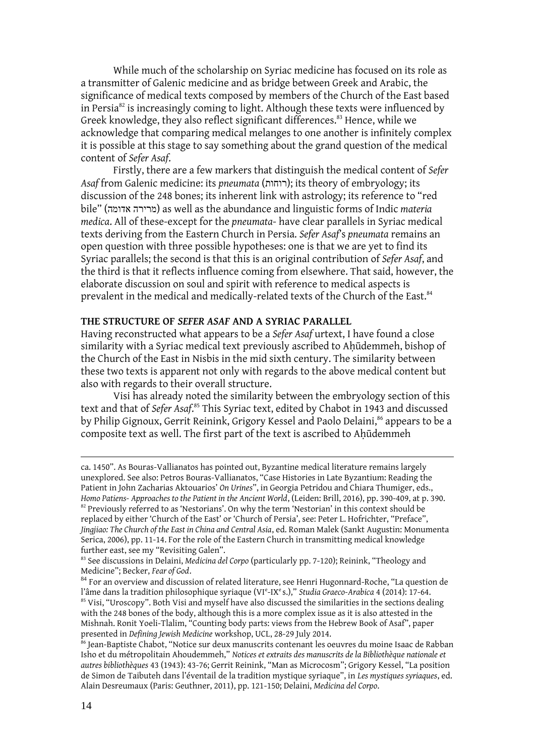While much of the scholarship on Syriac medicine has focused on its role as a transmitter of Galenic medicine and as bridge between Greek and Arabic, the significance of medical texts composed by members of the Church of the East based in Persia[82] is increasingly coming to light. Although these texts were influenced by Greek knowledge, they also reflect significant differences.[83] Hence, while we acknowledge that comparing medical melanges to one another is infinitely complex it is possible at this stage to say something about the grand question of the medical content of *Sefer Asaf*.

Firstly, there are a few markers that distinguish the medical content of *Sefer Asaf* from Galenic medicine: its *pneumata* (רוחות); its theory of embryology; its discussion of the 248 bones; its inherent link with astrology; its reference to "red bile" (מרירה אדומה) as well as the abundance and linguistic forms of Indic *materia medica*. All of these-except for the *pneumata*- have clear parallels in Syriac medical texts deriving from the Eastern Church in Persia. *Sefer Asaf*'s *pneumata* remains an open question with three possible hypotheses: one is that we are yet to find its Syriac parallels; the second is that this is an original contribution of *Sefer Asaf*, and the third is that it reflects influence coming from elsewhere. That said, however, the elaborate discussion on soul and spirit with reference to medical aspects is prevalent in the medical and medically-related texts of the Church of the East.[84]

**THE STRUCTURE OF *SEFER ASAF* AND A SYRIAC PARALLEL**

Having reconstructed what appears to be a *Sefer Asaf* urtext, I have found a close similarity with a Syriac medical text previously ascribed to Aḥūdemmeh, bishop of the Church of the East in Nisbis in the mid sixth century. The similarity between these two texts is apparent not only with regards to the above medical content but also with regards to their overall structure.

Visi has already noted the similarity between the embryology section of this text and that of *Sefer Asaf*.[85] This Syriac text, edited by Chabot in 1943 and discussed by Philip Gignoux, Gerrit Reinink, Grigory Kessel and Paolo Delaini,[86] appears to be a composite text as well. The first part of the text is ascribed to Aḥūdemmeh

---

ca. 1450". As Bouras-Vallianatos has pointed out, Byzantine medical literature remains largely unexplored. See also: Petros Bouras-Vallianatos, "Case Histories in Late Byzantium: Reading the Patient in John Zacharias Aktouarios' *On Urines*", in Georgia Petridou and Chiara Thumiger, eds., *Homo Patiens- Approaches to the Patient in the Ancient World*, (Leiden: Brill, 2016), pp. 390-409, at p. 390.

[82] Previously referred to as 'Nestorians'. On why the term 'Nestorian' in this context should be replaced by either 'Church of the East' or 'Church of Persia', see: Peter L. Hofrichter, "Preface", *Jingjiao: The Church of the East in China and Central Asia*, ed. Roman Malek (Sankt Augustin: Monumenta Serica, 2006), pp. 11-14. For the role of the Eastern Church in transmitting medical knowledge further east, see my "Revisiting Galen".

[83] See discussions in Delaini, *Medicina del Corpo* (particularly pp. 7-120); Reinink, "Theology and Medicine"; Becker, *Fear of God*.

[84] For an overview and discussion of related literature, see Henri Hugonnard-Roche, "La question de l'âme dans la tradition philosophique syriaque (VI[e]-IX[e] s.)," *Studia Graeco-Arabica* 4 (2014): 17-64.

[85] Visi, "Uroscopy". Both Visi and myself have also discussed the similarities in the sections dealing with the 248 bones of the body, although this is a more complex issue as it is also attested in the Mishnah. Ronit Yoeli-Tlalim, "Counting body parts: views from the Hebrew Book of Asaf", paper presented in *Defining Jewish Medicine* workshop, UCL, 28-29 July 2014.

[86] Jean-Baptiste Chabot, "Notice sur deux manuscrits contenant les oeuvres du moine Isaac de Rabban Isho et du métropolitain Ahoudemmeh," *Notices et extraits des manuscrits de la Bibliothèque nationale et autres bibliothèques* 43 (1943): 43-76; Gerrit Reinink, "Man as Microcosm"; Grigory Kessel, "La position de Simon de Taibuteh dans l'éventail de la tradition mystique syriaque", in *Les mystiques syriaques*, ed. Alain Desreumaux (Paris: Geuthner, 2011), pp. 121-150; Delaini, *Medicina del Corpo*.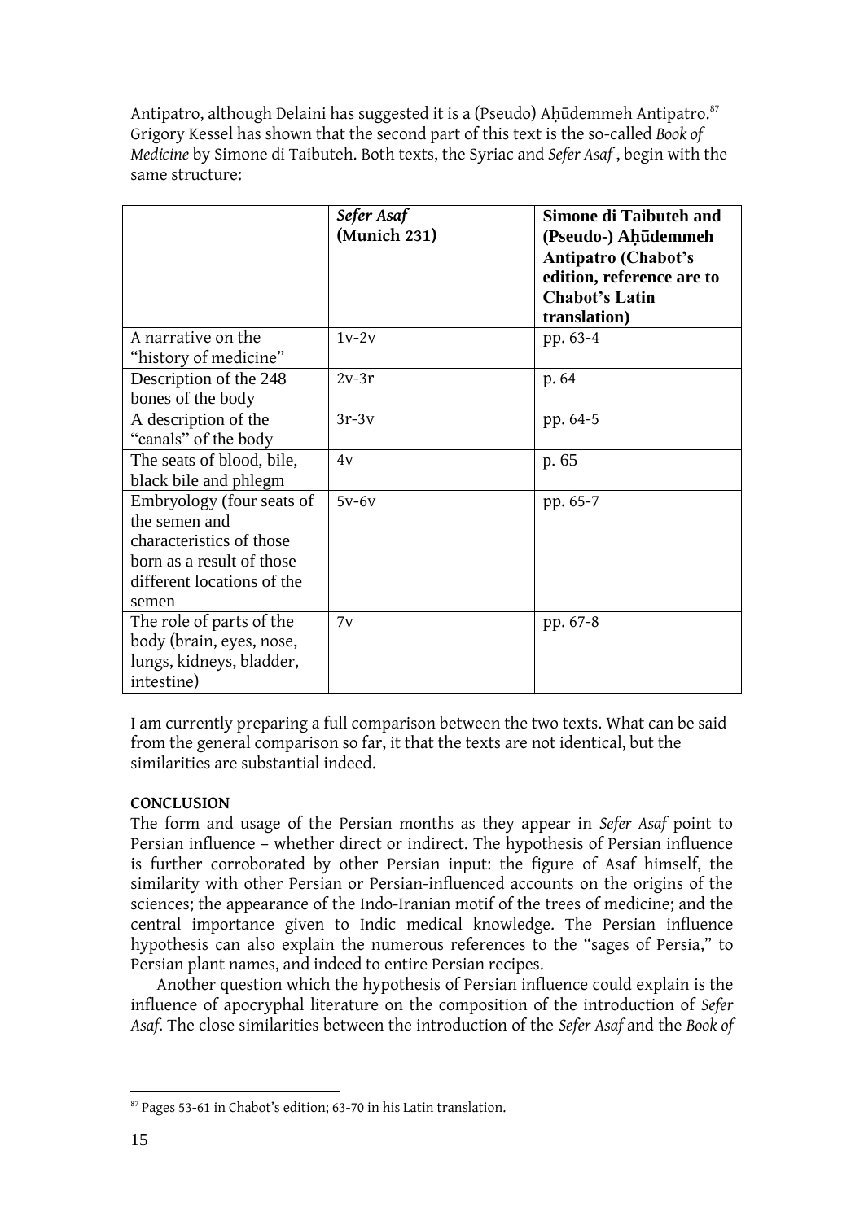Antipatro, although Delaini has suggested it is a (Pseudo) Aḥūdemmeh Antipatro.[87] Grigory Kessel has shown that the second part of this text is the so-called *Book of Medicine* by Simone di Taibuteh. Both texts, the Syriac and *Sefer Asaf* , begin with the same structure:

| | ***Sefer Asaf* (Munich 231)** | **Simone di Taibuteh and (Pseudo-) Aḥūdemmeh Antipatro (Chabot's edition, reference are to Chabot's Latin translation)** |
|---|---|---|
| A narrative on the "history of medicine" | 1v-2v | pp. 63-4 |
| Description of the 248 bones of the body | 2v-3r | p. 64 |
| A description of the "canals" of the body | 3r-3v | pp. 64-5 |
| The seats of blood, bile, black bile and phlegm | 4v | p. 65 |
| Embryology (four seats of the semen and characteristics of those born as a result of those different locations of the semen | 5v-6v | pp. 65-7 |
| The role of parts of the body (brain, eyes, nose, lungs, kidneys, bladder, intestine) | 7v | pp. 67-8 |

I am currently preparing a full comparison between the two texts. What can be said from the general comparison so far, it that the texts are not identical, but the similarities are substantial indeed.

**CONCLUSION**

The form and usage of the Persian months as they appear in *Sefer Asaf* point to Persian influence – whether direct or indirect. The hypothesis of Persian influence is further corroborated by other Persian input: the figure of Asaf himself, the similarity with other Persian or Persian-influenced accounts on the origins of the sciences; the appearance of the Indo-Iranian motif of the trees of medicine; and the central importance given to Indic medical knowledge. The Persian influence hypothesis can also explain the numerous references to the "sages of Persia," to Persian plant names, and indeed to entire Persian recipes.

Another question which the hypothesis of Persian influence could explain is the influence of apocryphal literature on the composition of the introduction of *Sefer Asaf*. The close similarities between the introduction of the *Sefer Asaf* and the *Book of*

[87] Pages 53-61 in Chabot's edition; 63-70 in his Latin translation.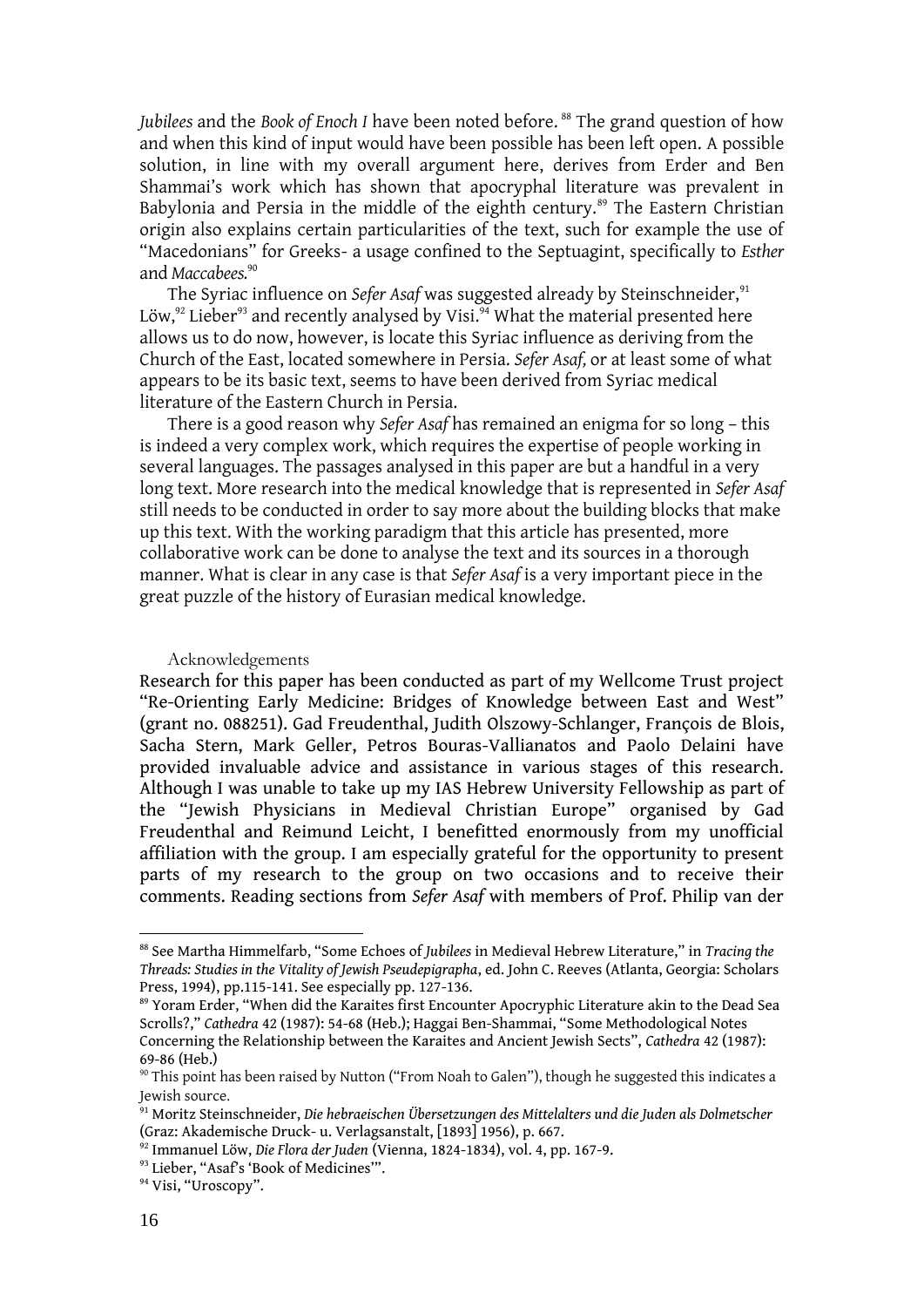*Jubilees* and the *Book of Enoch I* have been noted before. [88] The grand question of how and when this kind of input would have been possible has been left open. A possible solution, in line with my overall argument here, derives from Erder and Ben Shammai's work which has shown that apocryphal literature was prevalent in Babylonia and Persia in the middle of the eighth century.[89] The Eastern Christian origin also explains certain particularities of the text, such for example the use of "Macedonians" for Greeks- a usage confined to the Septuagint, specifically to *Esther* and *Maccabees.*[90]

The Syriac influence on *Sefer Asaf* was suggested already by Steinschneider,[91] Löw,[92] Lieber[93] and recently analysed by Visi.[94] What the material presented here allows us to do now, however, is locate this Syriac influence as deriving from the Church of the East, located somewhere in Persia. *Sefer Asaf,* or at least some of what appears to be its basic text, seems to have been derived from Syriac medical literature of the Eastern Church in Persia.

There is a good reason why *Sefer Asaf* has remained an enigma for so long – this is indeed a very complex work, which requires the expertise of people working in several languages. The passages analysed in this paper are but a handful in a very long text. More research into the medical knowledge that is represented in *Sefer Asaf* still needs to be conducted in order to say more about the building blocks that make up this text. With the working paradigm that this article has presented, more collaborative work can be done to analyse the text and its sources in a thorough manner. What is clear in any case is that *Sefer Asaf* is a very important piece in the great puzzle of the history of Eurasian medical knowledge.

## Acknowledgements

Research for this paper has been conducted as part of my Wellcome Trust project "Re-Orienting Early Medicine: Bridges of Knowledge between East and West" (grant no. 088251). Gad Freudenthal, Judith Olszowy-Schlanger, François de Blois, Sacha Stern, Mark Geller, Petros Bouras-Vallianatos and Paolo Delaini have provided invaluable advice and assistance in various stages of this research. Although I was unable to take up my IAS Hebrew University Fellowship as part of the "Jewish Physicians in Medieval Christian Europe" organised by Gad Freudenthal and Reimund Leicht, I benefitted enormously from my unofficial affiliation with the group. I am especially grateful for the opportunity to present parts of my research to the group on two occasions and to receive their comments. Reading sections from *Sefer Asaf* with members of Prof. Philip van der

---

[88] See Martha Himmelfarb, "Some Echoes of *Jubilees* in Medieval Hebrew Literature," in *Tracing the Threads: Studies in the Vitality of Jewish Pseudepigrapha*, ed. John C. Reeves (Atlanta, Georgia: Scholars Press, 1994), pp.115-141. See especially pp. 127-136.

[89] Yoram Erder, "When did the Karaites first Encounter Apocryphic Literature akin to the Dead Sea Scrolls?," *Cathedra* 42 (1987): 54-68 (Heb.); Haggai Ben-Shammai, "Some Methodological Notes Concerning the Relationship between the Karaites and Ancient Jewish Sects", *Cathedra* 42 (1987): 69-86 (Heb.)

[90] This point has been raised by Nutton ("From Noah to Galen"), though he suggested this indicates a Jewish source.

[91] Moritz Steinschneider, *Die hebraeischen Übersetzungen des Mittelalters und die Juden als Dolmetscher* (Graz: Akademische Druck- u. Verlagsanstalt, [1893] 1956), p. 667.

[92] Immanuel Löw, *Die Flora der Juden* (Vienna, 1824-1834), vol. 4, pp. 167-9.

[93] Lieber, "Asaf's 'Book of Medicines'".

[94] Visi, "Uroscopy".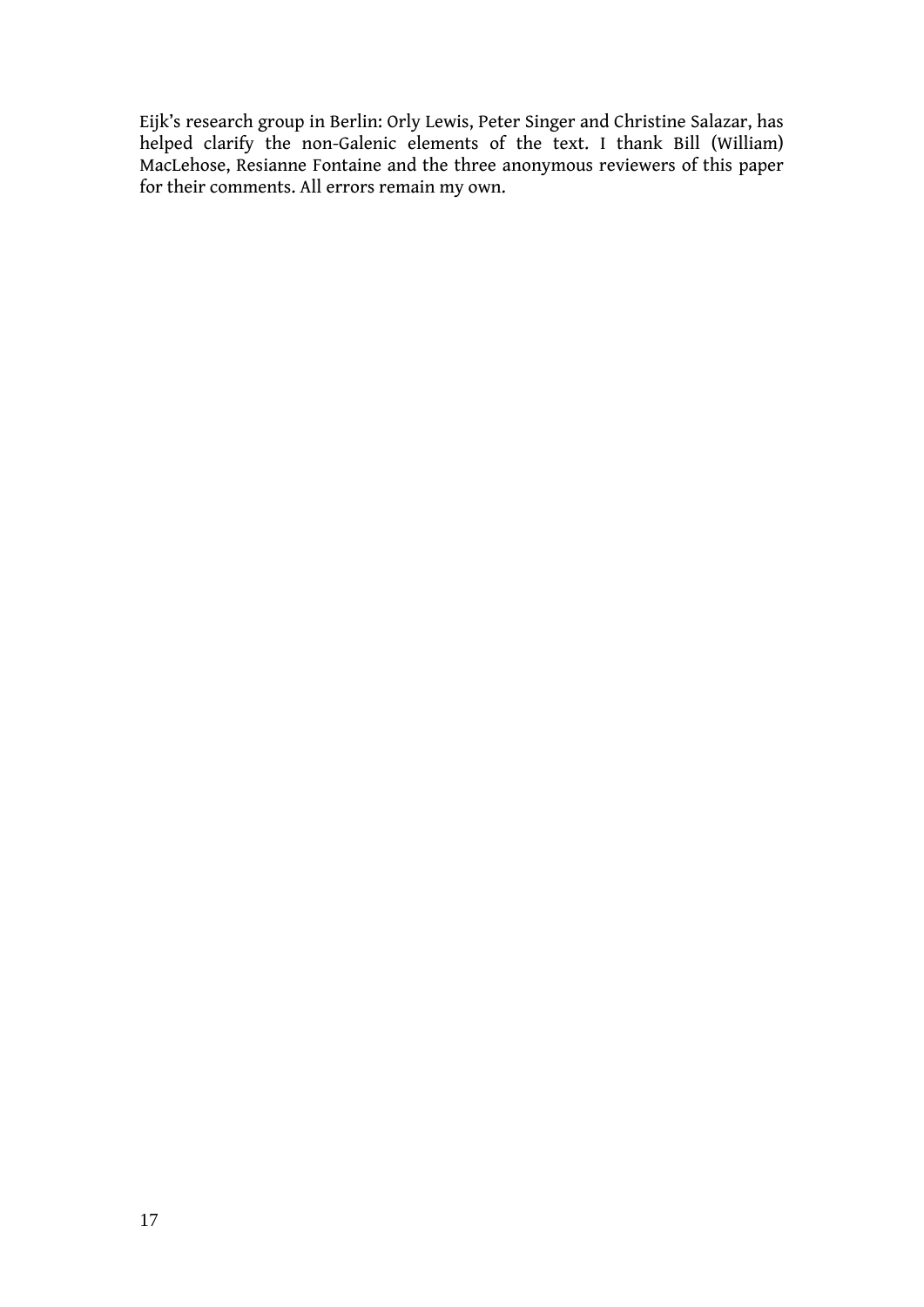Eijk's research group in Berlin: Orly Lewis, Peter Singer and Christine Salazar, has helped clarify the non-Galenic elements of the text. I thank Bill (William) MacLehose, Resianne Fontaine and the three anonymous reviewers of this paper for their comments. All errors remain my own.